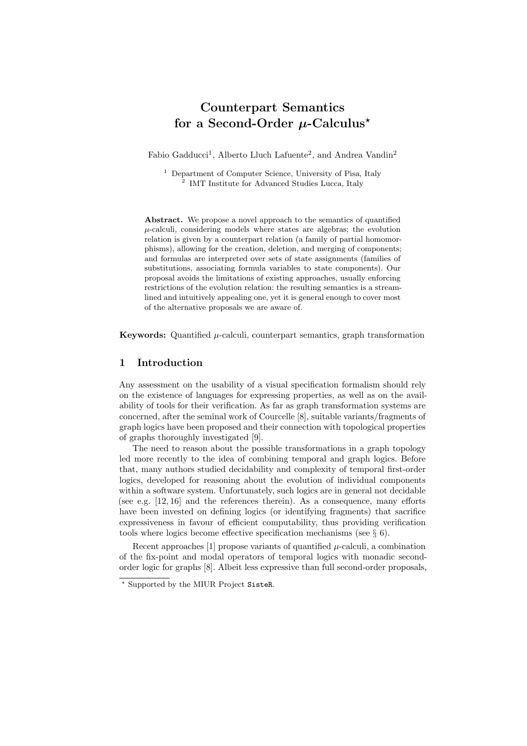# Counterpart Semantics for a Second-Order $\mu$-Calculus*

Fabio Gadducci[1], Alberto Lluch Lafuente[2], and Andrea Vandin[2]

[1] Department of Computer Science, University of Pisa, Italy
[2] IMT Institute for Advanced Studies Lucca, Italy

**Abstract.** We propose a novel approach to the semantics of quantified $\mu$-calculi, considering models where states are algebras; the evolution relation is given by a counterpart relation (a family of partial homomorphisms), allowing for the creation, deletion, and merging of components; and formulas are interpreted over sets of state assignments (families of substitutions, associating formula variables to state components). Our proposal avoids the limitations of existing approaches, usually enforcing restrictions of the evolution relation: the resulting semantics is a streamlined and intuitively appealing one, yet it is general enough to cover most of the alternative proposals we are aware of.

**Keywords:** Quantified $\mu$-calculi, counterpart semantics, graph transformation

## 1 Introduction

Any assessment on the usability of a visual specification formalism should rely on the existence of languages for expressing properties, as well as on the availability of tools for their verification. As far as graph transformation systems are concerned, after the seminal work of Courcelle [8], suitable variants/fragments of graph logics have been proposed and their connection with topological properties of graphs thoroughly investigated [9].

The need to reason about the possible transformations in a graph topology led more recently to the idea of combining temporal and graph logics. Before that, many authors studied decidability and complexity of temporal first-order logics, developed for reasoning about the evolution of individual components within a software system. Unfortunately, such logics are in general not decidable (see e.g. [12, 16] and the references therein). As a consequence, many efforts have been invested on defining logics (or identifying fragments) that sacrifice expressiveness in favour of efficient computability, thus providing verification tools where logics become effective specification mechanisms (see § 6).

Recent approaches [1] propose variants of quantified $\mu$-calculi, a combination of the fix-point and modal operators of temporal logics with monadic second-order logic for graphs [8]. Albeit less expressive than full second-order proposals,

---

* Supported by the MIUR Project SisteR.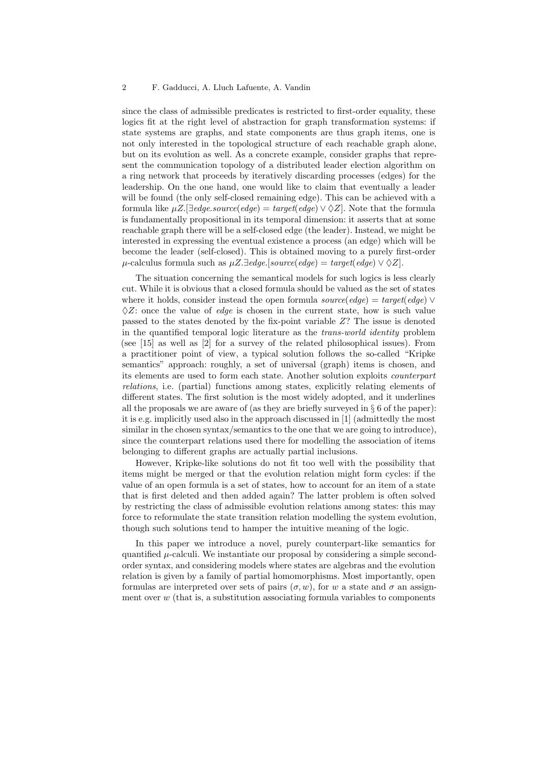since the class of admissible predicates is restricted to first-order equality, these logics fit at the right level of abstraction for graph transformation systems: if state systems are graphs, and state components are thus graph items, one is not only interested in the topological structure of each reachable graph alone, but on its evolution as well. As a concrete example, consider graphs that represent the communication topology of a distributed leader election algorithm on a ring network that proceeds by iteratively discarding processes (edges) for the leadership. On the one hand, one would like to claim that eventually a leader will be found (the only self-closed remaining edge). This can be achieved with a formula like $\mu Z.[\exists edge.source(edge) = target(edge) \vee \Diamond Z]$. Note that the formula is fundamentally propositional in its temporal dimension: it asserts that at some reachable graph there will be a self-closed edge (the leader). Instead, we might be interested in expressing the eventual existence a process (an edge) which will be become the leader (self-closed). This is obtained moving to a purely first-order $\mu$-calculus formula such as $\mu Z.\exists edge.[source(edge) = target(edge) \vee \Diamond Z]$.

The situation concerning the semantical models for such logics is less clearly cut. While it is obvious that a closed formula should be valued as the set of states where it holds, consider instead the open formula $source(edge) = target(edge) \vee \Diamond Z$: once the value of *edge* is chosen in the current state, how is such value passed to the states denoted by the fix-point variable $Z$? The issue is denoted in the quantified temporal logic literature as the *trans-world identity* problem (see [15] as well as [2] for a survey of the related philosophical issues). From a practitioner point of view, a typical solution follows the so-called "Kripke semantics" approach: roughly, a set of universal (graph) items is chosen, and its elements are used to form each state. Another solution exploits *counterpart relations*, i.e. (partial) functions among states, explicitly relating elements of different states. The first solution is the most widely adopted, and it underlines all the proposals we are aware of (as they are briefly surveyed in § 6 of the paper): it is e.g. implicitly used also in the approach discussed in [1] (admittedly the most similar in the chosen syntax/semantics to the one that we are going to introduce), since the counterpart relations used there for modelling the association of items belonging to different graphs are actually partial inclusions.

However, Kripke-like solutions do not fit too well with the possibility that items might be merged or that the evolution relation might form cycles: if the value of an open formula is a set of states, how to account for an item of a state that is first deleted and then added again? The latter problem is often solved by restricting the class of admissible evolution relations among states: this may force to reformulate the state transition relation modelling the system evolution, though such solutions tend to hamper the intuitive meaning of the logic.

In this paper we introduce a novel, purely counterpart-like semantics for quantified $\mu$-calculi. We instantiate our proposal by considering a simple second-order syntax, and considering models where states are algebras and the evolution relation is given by a family of partial homomorphisms. Most importantly, open formulas are interpreted over sets of pairs $(\sigma, w)$, for $w$ a state and $\sigma$ an assignment over $w$ (that is, a substitution associating formula variables to components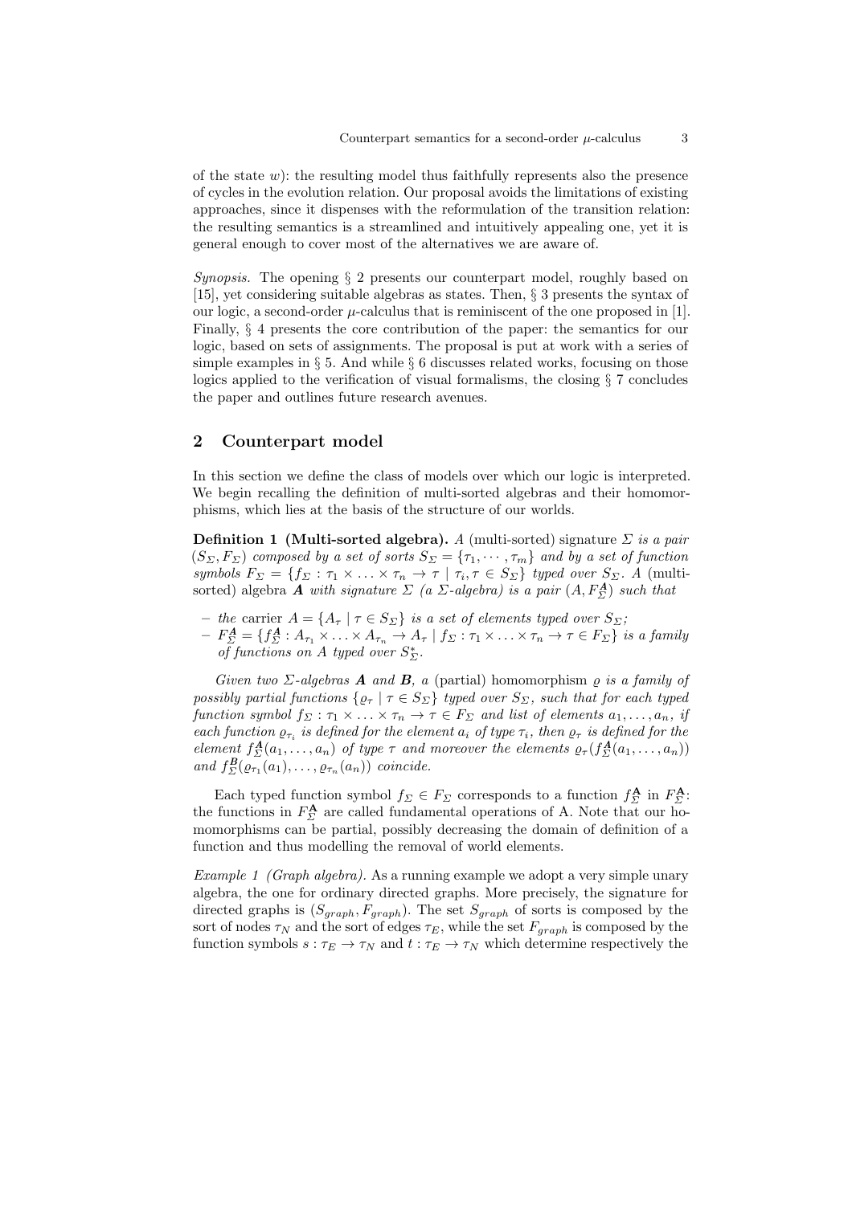of the state $w$): the resulting model thus faithfully represents also the presence of cycles in the evolution relation. Our proposal avoids the limitations of existing approaches, since it dispenses with the reformulation of the transition relation: the resulting semantics is a streamlined and intuitively appealing one, yet it is general enough to cover most of the alternatives we are aware of.

*Synopsis.* The opening § 2 presents our counterpart model, roughly based on [15], yet considering suitable algebras as states. Then, § 3 presents the syntax of our logic, a second-order $\mu$-calculus that is reminiscent of the one proposed in [1]. Finally, § 4 presents the core contribution of the paper: the semantics for our logic, based on sets of assignments. The proposal is put at work with a series of simple examples in § 5. And while § 6 discusses related works, focusing on those logics applied to the verification of visual formalisms, the closing § 7 concludes the paper and outlines future research avenues.

## 2 Counterpart model

In this section we define the class of models over which our logic is interpreted. We begin recalling the definition of multi-sorted algebras and their homomorphisms, which lies at the basis of the structure of our worlds.

**Definition 1 (Multi-sorted algebra).** *A* (multi-sorted) signature *$\Sigma$ is a pair $(S_\Sigma, F_\Sigma)$ composed by a set of sorts $S_\Sigma = \{\tau_1, \cdots, \tau_m\}$ and by a set of function symbols $F_\Sigma = \{f_\Sigma : \tau_1 \times \ldots \times \tau_n \to \tau \mid \tau_i, \tau \in S_\Sigma\}$ typed over $S_\Sigma$. A* (multi-sorted) algebra *$\boldsymbol{A}$ with signature $\Sigma$ (a $\Sigma$-algebra) is a pair $(A, F_\Sigma^{\boldsymbol{A}})$ such that*

- *the* carrier *$A = \{A_\tau \mid \tau \in S_\Sigma\}$ is a set of elements typed over $S_\Sigma$;*
- *$F_\Sigma^{\boldsymbol{A}} = \{f_\Sigma^{\boldsymbol{A}} : A_{\tau_1} \times \ldots \times A_{\tau_n} \to A_\tau \mid f_\Sigma : \tau_1 \times \ldots \times \tau_n \to \tau \in F_\Sigma\}$ is a family of functions on $A$ typed over $S_\Sigma^*$.*

*Given two $\Sigma$-algebras $\boldsymbol{A}$ and $\boldsymbol{B}$, a* (partial) homomorphism *$\varrho$ is a family of possibly partial functions $\{\varrho_\tau \mid \tau \in S_\Sigma\}$ typed over $S_\Sigma$, such that for each typed function symbol $f_\Sigma : \tau_1 \times \ldots \times \tau_n \to \tau \in F_\Sigma$ and list of elements $a_1, \ldots, a_n$, if each function $\varrho_{\tau_i}$ is defined for the element $a_i$ of type $\tau_i$, then $\varrho_\tau$ is defined for the element $f_\Sigma^{\boldsymbol{A}}(a_1, \ldots, a_n)$ of type $\tau$ and moreover the elements $\varrho_\tau(f_\Sigma^{\boldsymbol{A}}(a_1, \ldots, a_n))$ and $f_\Sigma^{\boldsymbol{B}}(\varrho_{\tau_1}(a_1), \ldots, \varrho_{\tau_n}(a_n))$ coincide.*

Each typed function symbol $f_\Sigma \in F_\Sigma$ corresponds to a function $f_\Sigma^{\mathbf{A}}$ in $F_\Sigma^{\mathbf{A}}$: the functions in $F_\Sigma^{\mathbf{A}}$ are called fundamental operations of A. Note that our homomorphisms can be partial, possibly decreasing the domain of definition of a function and thus modelling the removal of world elements.

*Example 1 (Graph algebra).* As a running example we adopt a very simple unary algebra, the one for ordinary directed graphs. More precisely, the signature for directed graphs is $(S_{graph}, F_{graph})$. The set $S_{graph}$ of sorts is composed by the sort of nodes $\tau_N$ and the sort of edges $\tau_E$, while the set $F_{graph}$ is composed by the function symbols $s : \tau_E \to \tau_N$ and $t : \tau_E \to \tau_N$ which determine respectively the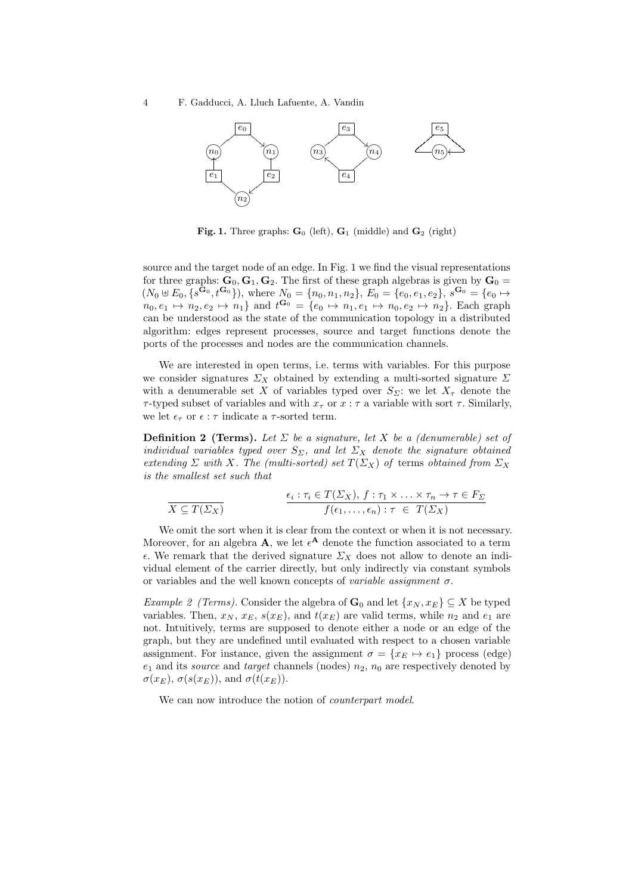**Fig. 1.** Three graphs: $\mathbf{G}_0$ (left), $\mathbf{G}_1$ (middle) and $\mathbf{G}_2$ (right)

source and the target node of an edge. In Fig. 1 we find the visual representations for three graphs: $\mathbf{G}_0, \mathbf{G}_1, \mathbf{G}_2$. The first of these graph algebras is given by $\mathbf{G}_0 = (N_0 \uplus E_0, \{s^{\mathbf{G}_0}, t^{\mathbf{G}_0}\})$, where $N_0 = \{n_0, n_1, n_2\}$, $E_0 = \{e_0, e_1, e_2\}$, $s^{\mathbf{G}_0} = \{e_0 \mapsto n_0, e_1 \mapsto n_2, e_2 \mapsto n_1\}$ and $t^{\mathbf{G}_0} = \{e_0 \mapsto n_1, e_1 \mapsto n_0, e_2 \mapsto n_2\}$. Each graph can be understood as the state of the communication topology in a distributed algorithm: edges represent processes, source and target functions denote the ports of the processes and nodes are the communication channels.

We are interested in open terms, i.e. terms with variables. For this purpose we consider signatures $\Sigma_X$ obtained by extending a multi-sorted signature $\Sigma$ with a denumerable set $X$ of variables typed over $S_\Sigma$: we let $X_\tau$ denote the $\tau$-typed subset of variables and with $x_\tau$ or $x : \tau$ a variable with sort $\tau$. Similarly, we let $\epsilon_\tau$ or $\epsilon : \tau$ indicate a $\tau$-sorted term.

**Definition 2 (Terms).** *Let $\Sigma$ be a signature, let $X$ be a (denumerable) set of individual variables typed over $S_\Sigma$, and let $\Sigma_X$ denote the signature obtained extending $\Sigma$ with $X$. The (multi-sorted) set $T(\Sigma_X)$ of* terms *obtained from $\Sigma_X$ is the smallest set such that*

$$\frac{}{X \subseteq T(\Sigma_X)} \qquad\qquad \frac{\epsilon_i : \tau_i \in T(\Sigma_X),\ f : \tau_1 \times \ldots \times \tau_n \to \tau \in F_\Sigma}{f(\epsilon_1, \ldots, \epsilon_n) : \tau \ \in \ T(\Sigma_X)}$$

We omit the sort when it is clear from the context or when it is not necessary. Moreover, for an algebra $\mathbf{A}$, we let $\epsilon^{\mathbf{A}}$ denote the function associated to a term $\epsilon$. We remark that the derived signature $\Sigma_X$ does not allow to denote an individual element of the carrier directly, but only indirectly via constant symbols or variables and the well known concepts of *variable assignment* $\sigma$.

*Example 2 (Terms).* Consider the algebra of $\mathbf{G}_0$ and let $\{x_N, x_E\} \subseteq X$ be typed variables. Then, $x_N$, $x_E$, $s(x_E)$, and $t(x_E)$ are valid terms, while $n_2$ and $e_1$ are not. Intuitively, terms are supposed to denote either a node or an edge of the graph, but they are undefined until evaluated with respect to a chosen variable assignment. For instance, given the assignment $\sigma = \{x_E \mapsto e_1\}$ process (edge) $e_1$ and its *source* and *target* channels (nodes) $n_2$, $n_0$ are respectively denoted by $\sigma(x_E)$, $\sigma(s(x_E))$, and $\sigma(t(x_E))$.

We can now introduce the notion of *counterpart model*.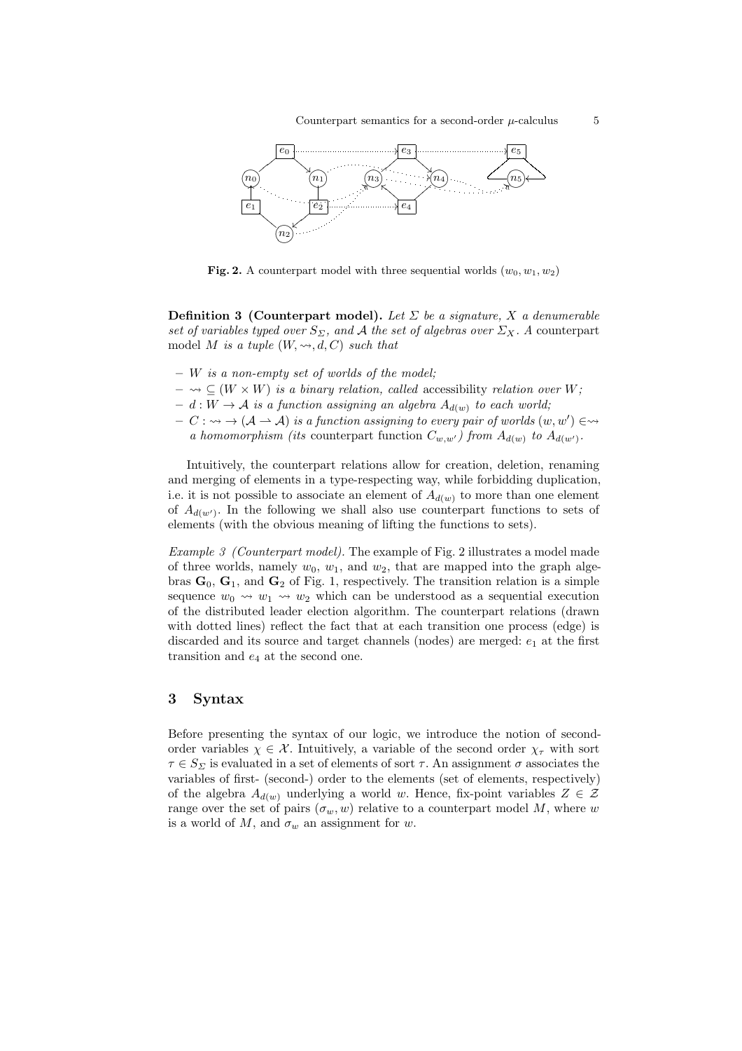**Fig. 2.** A counterpart model with three sequential worlds $(w_0, w_1, w_2)$

**Definition 3 (Counterpart model).** *Let $\Sigma$ be a signature, $X$ a denumerable set of variables typed over $S_\Sigma$, and $\mathcal{A}$ the set of algebras over $\Sigma_X$. A* counterpart model *$M$ is a tuple $(W, \rightsquigarrow, d, C)$ such that*

- *$W$ is a non-empty set of worlds of the model;*
- *$\rightsquigarrow \subseteq (W \times W)$ is a binary relation, called* accessibility *relation over $W$;*
- *$d : W \to \mathcal{A}$ is a function assigning an algebra $A_{d(w)}$ to each world;*
- *$C : \rightsquigarrow \to (\mathcal{A} \rightharpoonup \mathcal{A})$ is a function assigning to every pair of worlds $(w, w') \in \rightsquigarrow$ a homomorphism (its* counterpart function *$C_{w,w'}$) from $A_{d(w)}$ to $A_{d(w')}$.*

Intuitively, the counterpart relations allow for creation, deletion, renaming and merging of elements in a type-respecting way, while forbidding duplication, i.e. it is not possible to associate an element of $A_{d(w)}$ to more than one element of $A_{d(w')}$. In the following we shall also use counterpart functions to sets of elements (with the obvious meaning of lifting the functions to sets).

*Example 3 (Counterpart model).* The example of Fig. 2 illustrates a model made of three worlds, namely $w_0$, $w_1$, and $w_2$, that are mapped into the graph algebras $\mathbf{G}_0$, $\mathbf{G}_1$, and $\mathbf{G}_2$ of Fig. 1, respectively. The transition relation is a simple sequence $w_0 \rightsquigarrow w_1 \rightsquigarrow w_2$ which can be understood as a sequential execution of the distributed leader election algorithm. The counterpart relations (drawn with dotted lines) reflect the fact that at each transition one process (edge) is discarded and its source and target channels (nodes) are merged: $e_1$ at the first transition and $e_4$ at the second one.

## 3 Syntax

Before presenting the syntax of our logic, we introduce the notion of second-order variables $\chi \in \mathcal{X}$. Intuitively, a variable of the second order $\chi_\tau$ with sort $\tau \in S_\Sigma$ is evaluated in a set of elements of sort $\tau$. An assignment $\sigma$ associates the variables of first- (second-) order to the elements (set of elements, respectively) of the algebra $A_{d(w)}$ underlying a world $w$. Hence, fix-point variables $Z \in \mathcal{Z}$ range over the set of pairs $(\sigma_w, w)$ relative to a counterpart model $M$, where $w$ is a world of $M$, and $\sigma_w$ an assignment for $w$.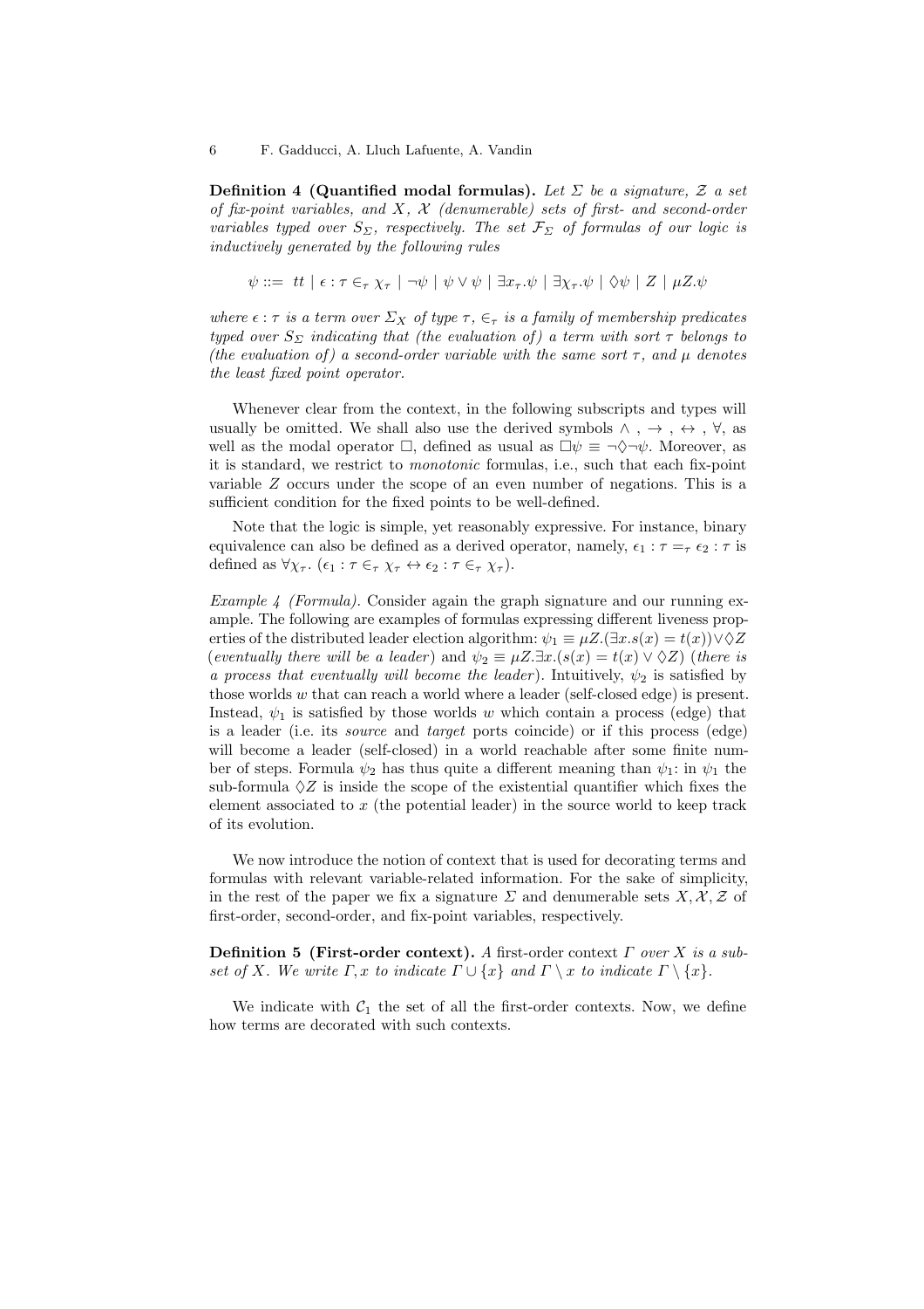**Definition 4 (Quantified modal formulas).** *Let $\Sigma$ be a signature, $\mathcal{Z}$ a set of fix-point variables, and $X$, $\mathcal{X}$ (denumerable) sets of first- and second-order variables typed over $S_\Sigma$, respectively. The set $\mathcal{F}_\Sigma$ of formulas of our logic is inductively generated by the following rules*

$$\psi ::= \ tt \mid \epsilon : \tau \in_\tau \chi_\tau \mid \neg\psi \mid \psi \vee \psi \mid \exists x_\tau.\psi \mid \exists \chi_\tau.\psi \mid \Diamond\psi \mid Z \mid \mu Z.\psi$$

*where $\epsilon : \tau$ is a term over $\Sigma_X$ of type $\tau$, $\in_\tau$ is a family of membership predicates typed over $S_\Sigma$ indicating that (the evaluation of) a term with sort $\tau$ belongs to (the evaluation of) a second-order variable with the same sort $\tau$, and $\mu$ denotes the least fixed point operator.*

Whenever clear from the context, in the following subscripts and types will usually be omitted. We shall also use the derived symbols $\wedge$ , $\rightarrow$ , $\leftrightarrow$ , $\forall$, as well as the modal operator $\Box$, defined as usual as $\Box\psi \equiv \neg\Diamond\neg\psi$. Moreover, as it is standard, we restrict to *monotonic* formulas, i.e., such that each fix-point variable $Z$ occurs under the scope of an even number of negations. This is a sufficient condition for the fixed points to be well-defined.

Note that the logic is simple, yet reasonably expressive. For instance, binary equivalence can also be defined as a derived operator, namely, $\epsilon_1 : \tau =_\tau \epsilon_2 : \tau$ is defined as $\forall \chi_\tau.\ (\epsilon_1 : \tau \in_\tau \chi_\tau \leftrightarrow \epsilon_2 : \tau \in_\tau \chi_\tau)$.

*Example 4 (Formula).* Consider again the graph signature and our running example. The following are examples of formulas expressing different liveness properties of the distributed leader election algorithm: $\psi_1 \equiv \mu Z.(\exists x.s(x) = t(x)) \vee \Diamond Z$ (*eventually there will be a leader*) and $\psi_2 \equiv \mu Z.\exists x.(s(x) = t(x) \vee \Diamond Z)$ (*there is a process that eventually will become the leader*). Intuitively, $\psi_2$ is satisfied by those worlds $w$ that can reach a world where a leader (self-closed edge) is present. Instead, $\psi_1$ is satisfied by those worlds $w$ which contain a process (edge) that is a leader (i.e. its *source* and *target* ports coincide) or if this process (edge) will become a leader (self-closed) in a world reachable after some finite number of steps. Formula $\psi_2$ has thus quite a different meaning than $\psi_1$: in $\psi_1$ the sub-formula $\Diamond Z$ is inside the scope of the existential quantifier which fixes the element associated to $x$ (the potential leader) in the source world to keep track of its evolution.

We now introduce the notion of context that is used for decorating terms and formulas with relevant variable-related information. For the sake of simplicity, in the rest of the paper we fix a signature $\Sigma$ and denumerable sets $X, \mathcal{X}, \mathcal{Z}$ of first-order, second-order, and fix-point variables, respectively.

**Definition 5 (First-order context).** *A* first-order context *$\Gamma$ over $X$ is a subset of $X$. We write $\Gamma, x$ to indicate $\Gamma \cup \{x\}$ and $\Gamma \setminus x$ to indicate $\Gamma \setminus \{x\}$.*

We indicate with $\mathcal{C}_1$ the set of all the first-order contexts. Now, we define how terms are decorated with such contexts.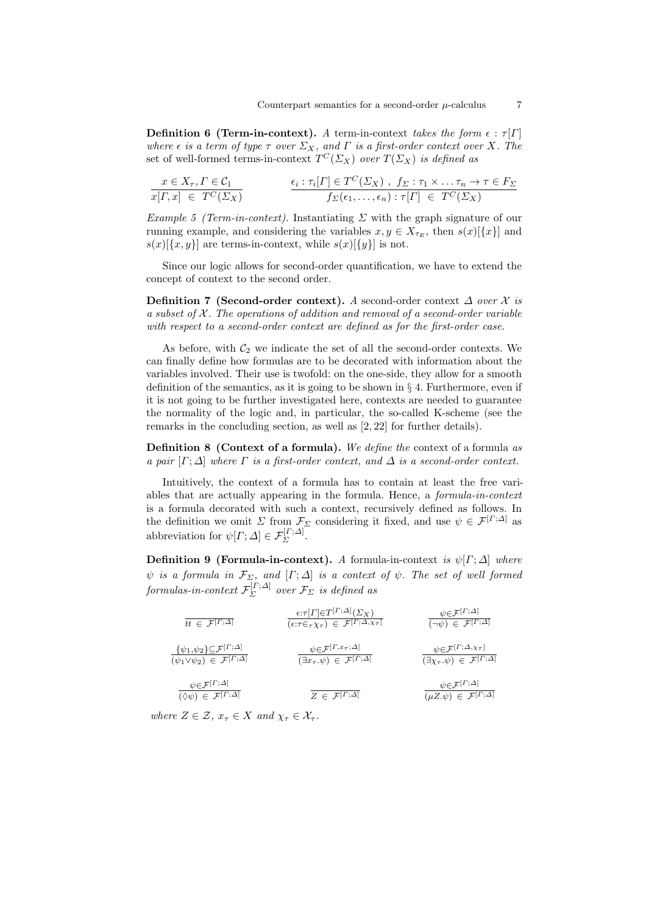**Definition 6 (Term-in-context).** *A* term-in-context *takes the form* $\epsilon : \tau[\Gamma]$ *where* $\epsilon$ *is a term of type* $\tau$ *over* $\Sigma_X$*, and* $\Gamma$ *is a first-order context over* $X$*. The* set of well-formed terms-in-context $T^C(\Sigma_X)$ *over* $T(\Sigma_X)$ *is defined as*

$$\frac{x \in X_\tau, \Gamma \in \mathcal{C}_1}{x[\Gamma, x] \ \in \ T^C(\Sigma_X)} \qquad \frac{\epsilon_i : \tau_i[\Gamma] \in T^C(\Sigma_X) \ , \ f_\Sigma : \tau_1 \times \ldots \tau_n \to \tau \in F_\Sigma}{f_\Sigma(\epsilon_1, \ldots, \epsilon_n) : \tau[\Gamma] \ \in \ T^C(\Sigma_X)}$$

*Example 5 (Term-in-context).* Instantiating $\Sigma$ with the graph signature of our running example, and considering the variables $x, y \in X_{\tau_E}$, then $s(x)[\{x\}]$ and $s(x)[\{x, y\}]$ are terms-in-context, while $s(x)[\{y\}]$ is not.

Since our logic allows for second-order quantification, we have to extend the concept of context to the second order.

**Definition 7 (Second-order context).** *A* second-order context $\Delta$ *over* $\mathcal{X}$ *is a subset of* $\mathcal{X}$*. The operations of addition and removal of a second-order variable with respect to a second-order context are defined as for the first-order case.*

As before, with $\mathcal{C}_2$ we indicate the set of all the second-order contexts. We can finally define how formulas are to be decorated with information about the variables involved. Their use is twofold: on the one-side, they allow for a smooth definition of the semantics, as it is going to be shown in § 4. Furthermore, even if it is not going to be further investigated here, contexts are needed to guarantee the normality of the logic and, in particular, the so-called K-scheme (see the remarks in the concluding section, as well as [2, 22] for further details).

**Definition 8 (Context of a formula).** *We define the* context of a formula *as a pair* $[\Gamma; \Delta]$ *where* $\Gamma$ *is a first-order context, and* $\Delta$ *is a second-order context.*

Intuitively, the context of a formula has to contain at least the free variables that are actually appearing in the formula. Hence, a *formula-in-context* is a formula decorated with such a context, recursively defined as follows. In the definition we omit $\Sigma$ from $\mathcal{F}_\Sigma$ considering it fixed, and use $\psi \in \mathcal{F}^{[\Gamma;\Delta]}$ as abbreviation for $\psi[\Gamma; \Delta] \in \mathcal{F}_\Sigma^{[\Gamma;\Delta]}$.

**Definition 9 (Formula-in-context).** *A* formula-in-context *is* $\psi[\Gamma; \Delta]$ *where* $\psi$ *is a formula in* $\mathcal{F}_\Sigma$*, and* $[\Gamma; \Delta]$ *is a context of* $\psi$*. The set of well formed formulas-in-context* $\mathcal{F}_\Sigma^{[\Gamma;\Delta]}$ *over* $\mathcal{F}_\Sigma$ *is defined as*

$$\frac{}{tt \ \in \ \mathcal{F}^{[\Gamma;\Delta]}} \qquad \frac{\epsilon{:}\tau[\Gamma] \in T^{[\Gamma;\Delta]}(\Sigma_X)}{(\epsilon{:}\tau \in_\tau \chi_\tau) \ \in \ \mathcal{F}^{[\Gamma;\Delta,\chi_\tau]}} \qquad \frac{\psi \in \mathcal{F}^{[\Gamma;\Delta]}}{(\neg\psi) \ \in \ \mathcal{F}^{[\Gamma;\Delta]}}$$

$$\frac{\{\psi_1, \psi_2\} \subseteq \mathcal{F}^{[\Gamma;\Delta]}}{(\psi_1 \vee \psi_2) \ \in \ \mathcal{F}^{[\Gamma;\Delta]}} \qquad \frac{\psi \in \mathcal{F}^{[\Gamma, x_\tau;\Delta]}}{(\exists x_\tau . \psi) \ \in \ \mathcal{F}^{[\Gamma;\Delta]}} \qquad \frac{\psi \in \mathcal{F}^{[\Gamma;\Delta,\chi_\tau]}}{(\exists \chi_\tau . \psi) \ \in \ \mathcal{F}^{[\Gamma;\Delta]}}$$

$$\frac{\psi \in \mathcal{F}^{[\Gamma;\Delta]}}{(\Diamond\psi) \ \in \ \mathcal{F}^{[\Gamma;\Delta]}} \qquad \frac{}{Z \ \in \ \mathcal{F}^{[\Gamma;\Delta]}} \qquad \frac{\psi \in \mathcal{F}^{[\Gamma;\Delta]}}{(\mu Z . \psi) \ \in \ \mathcal{F}^{[\Gamma;\Delta]}}$$

*where* $Z \in \mathcal{Z}$*,* $x_\tau \in X$ *and* $\chi_\tau \in \mathcal{X}_\tau$*.*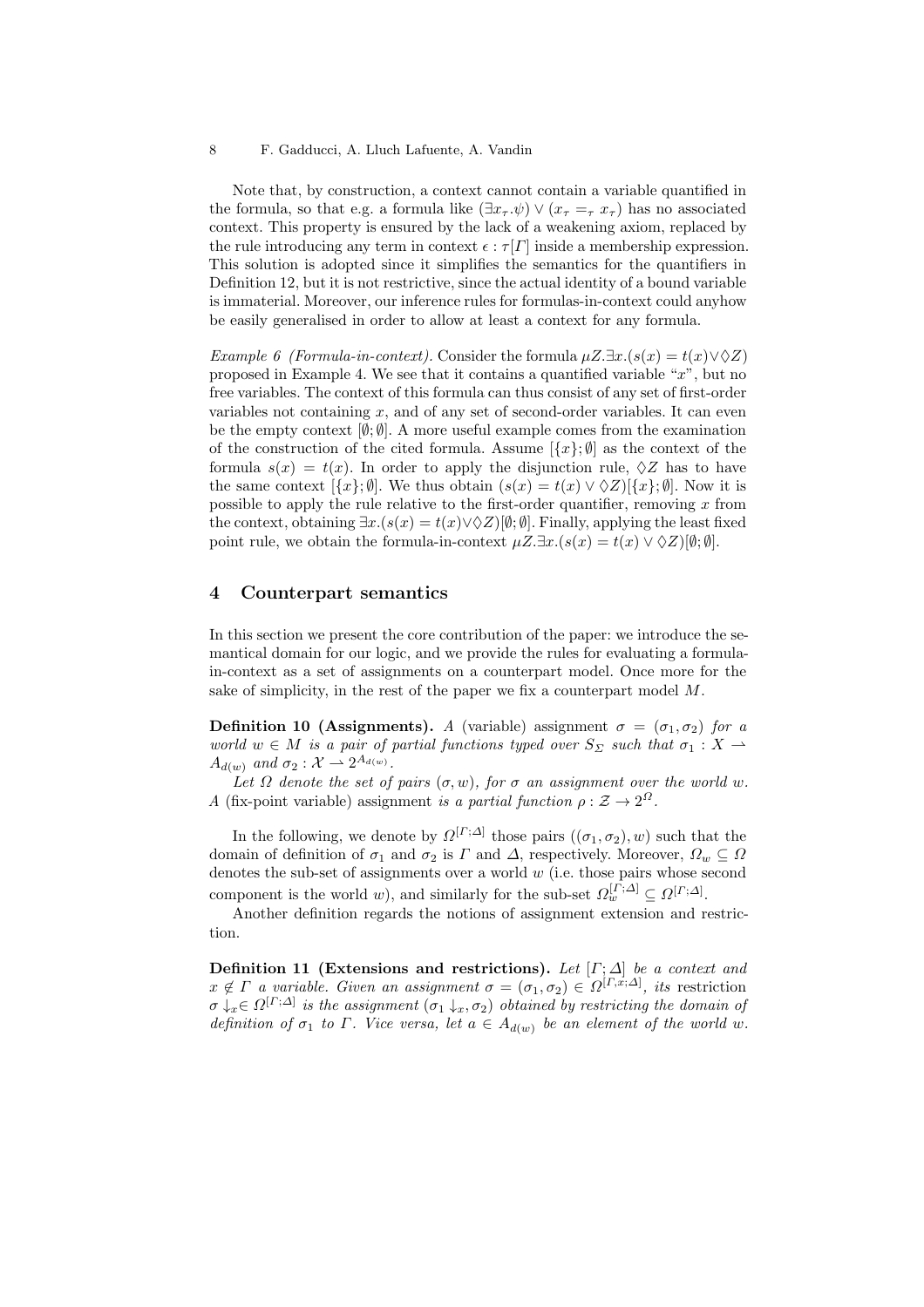Note that, by construction, a context cannot contain a variable quantified in the formula, so that e.g. a formula like $(\exists x_\tau.\psi) \vee (x_\tau =_\tau x_\tau)$ has no associated context. This property is ensured by the lack of a weakening axiom, replaced by the rule introducing any term in context $\epsilon : \tau[\Gamma]$ inside a membership expression. This solution is adopted since it simplifies the semantics for the quantifiers in Definition 12, but it is not restrictive, since the actual identity of a bound variable is immaterial. Moreover, our inference rules for formulas-in-context could anyhow be easily generalised in order to allow at least a context for any formula.

*Example 6 (Formula-in-context).* Consider the formula $\mu Z.\exists x.(s(x) = t(x) \vee \Diamond Z)$ proposed in Example 4. We see that it contains a quantified variable "$x$", but no free variables. The context of this formula can thus consist of any set of first-order variables not containing $x$, and of any set of second-order variables. It can even be the empty context $[\emptyset; \emptyset]$. A more useful example comes from the examination of the construction of the cited formula. Assume $[\{x\}; \emptyset]$ as the context of the formula $s(x) = t(x)$. In order to apply the disjunction rule, $\Diamond Z$ has to have the same context $[\{x\}; \emptyset]$. We thus obtain $(s(x) = t(x) \vee \Diamond Z)[\{x\}; \emptyset]$. Now it is possible to apply the rule relative to the first-order quantifier, removing $x$ from the context, obtaining $\exists x.(s(x) = t(x) \vee \Diamond Z)[\emptyset; \emptyset]$. Finally, applying the least fixed point rule, we obtain the formula-in-context $\mu Z.\exists x.(s(x) = t(x) \vee \Diamond Z)[\emptyset; \emptyset]$.

## 4 Counterpart semantics

In this section we present the core contribution of the paper: we introduce the semantical domain for our logic, and we provide the rules for evaluating a formula-in-context as a set of assignments on a counterpart model. Once more for the sake of simplicity, in the rest of the paper we fix a counterpart model $M$.

**Definition 10 (Assignments).** *A* (variable) assignment *$\sigma = (\sigma_1, \sigma_2)$ for a world $w \in M$ is a pair of partial functions typed over $S_\Sigma$ such that $\sigma_1 : X \rightharpoonup A_{d(w)}$ and $\sigma_2 : \mathcal{X} \rightharpoonup 2^{A_{d(w)}}$.*

*Let $\Omega$ denote the set of pairs $(\sigma, w)$, for $\sigma$ an assignment over the world $w$. A* (fix-point variable) assignment *is a partial function $\rho : \mathcal{Z} \to 2^{\Omega}$.*

In the following, we denote by $\Omega^{[\Gamma;\Delta]}$ those pairs $((\sigma_1, \sigma_2), w)$ such that the domain of definition of $\sigma_1$ and $\sigma_2$ is $\Gamma$ and $\Delta$, respectively. Moreover, $\Omega_w \subseteq \Omega$ denotes the sub-set of assignments over a world $w$ (i.e. those pairs whose second component is the world $w$), and similarly for the sub-set $\Omega_w^{[\Gamma;\Delta]} \subseteq \Omega^{[\Gamma;\Delta]}$.

Another definition regards the notions of assignment extension and restriction.

**Definition 11 (Extensions and restrictions).** *Let $[\Gamma; \Delta]$ be a context and $x \notin \Gamma$ a variable. Given an assignment $\sigma = (\sigma_1, \sigma_2) \in \Omega^{[\Gamma,x;\Delta]}$, its* restriction *$\sigma \downarrow_x \in \Omega^{[\Gamma;\Delta]}$ is the assignment $(\sigma_1 \downarrow_x, \sigma_2)$ obtained by restricting the domain of definition of $\sigma_1$ to $\Gamma$. Vice versa, let $a \in A_{d(w)}$ be an element of the world $w$.*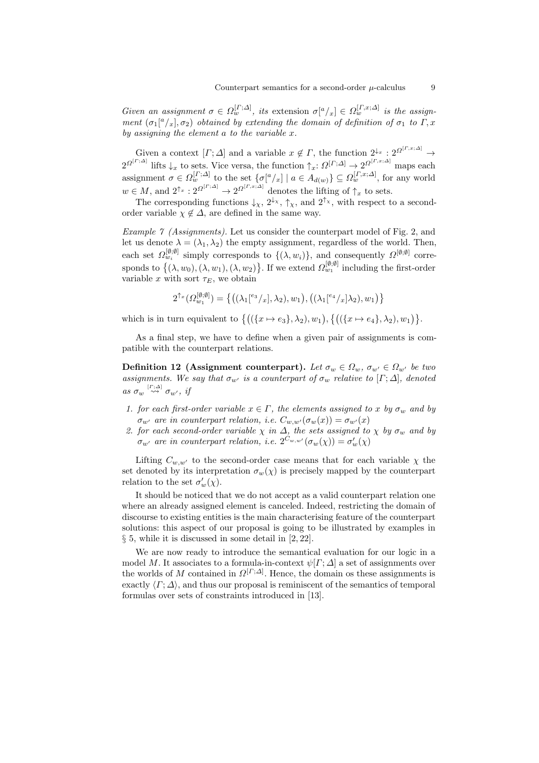*Given an assignment $\sigma \in \Omega_w^{[\Gamma;\Delta]}$, its* extension $\sigma[^a/_x] \in \Omega_w^{[\Gamma,x;\Delta]}$ *is the assignment $(\sigma_1[^a/_x], \sigma_2)$ obtained by extending the domain of definition of $\sigma_1$ to $\Gamma, x$ by assigning the element $a$ to the variable $x$.*

Given a context $[\Gamma;\Delta]$ and a variable $x \notin \Gamma$, the function $2^{\downarrow_x} : 2^{\Omega^{[\Gamma,x;\Delta]}} \to 2^{\Omega^{[\Gamma;\Delta]}}$ lifts $\downarrow_x$ to sets. Vice versa, the function $\uparrow_x$: $\Omega^{[\Gamma;\Delta]} \to 2^{\Omega^{[\Gamma,x;\Delta]}}$ maps each assignment $\sigma \in \Omega_w^{[\Gamma;\Delta]}$ to the set $\{\sigma[^a/_x] \mid a \in A_{d(w)}\} \subseteq \Omega_w^{[\Gamma,x;\Delta]}$, for any world $w \in M$, and $2^{\uparrow_x} : 2^{\Omega^{[\Gamma;\Delta]}} \to 2^{\Omega^{[\Gamma,x;\Delta]}}$ denotes the lifting of $\uparrow_x$ to sets.

The corresponding functions $\downarrow_\chi$, $2^{\downarrow_\chi}$, $\uparrow_\chi$, and $2^{\uparrow_\chi}$, with respect to a second-order variable $\chi \notin \Delta$, are defined in the same way.

*Example 7 (Assignments).* Let us consider the counterpart model of Fig. 2, and let us denote $\lambda = (\lambda_1, \lambda_2)$ the empty assignment, regardless of the world. Then, each set $\Omega_{w_i}^{[\emptyset;\emptyset]}$ simply corresponds to $\{(\lambda, w_i)\}$, and consequently $\Omega^{[\emptyset;\emptyset]}$ corresponds to $\{(\lambda, w_0), (\lambda, w_1), (\lambda, w_2)\}$. If we extend $\Omega_{w_1}^{[\emptyset;\emptyset]}$ including the first-order variable $x$ with sort $\tau_E$, we obtain

$$2^{\uparrow_x}(\Omega_{w_1}^{[\emptyset;\emptyset]}) = \{((\lambda_1[^{e_3}/_x], \lambda_2), w_1), ((\lambda_1[^{e_4}/_x]\lambda_2), w_1)\}$$

which is in turn equivalent to $\{((\{x \mapsto e_3\}, \lambda_2), w_1), \{((\{x \mapsto e_4\}, \lambda_2), w_1)\}$.

As a final step, we have to define when a given pair of assignments is compatible with the counterpart relations.

**Definition 12 (Assignment counterpart).** *Let $\sigma_w \in \Omega_w$, $\sigma_{w'} \in \Omega_{w'}$ be two assignments. We say that $\sigma_{w'}$ is a counterpart of $\sigma_w$ relative to $[\Gamma;\Delta]$, denoted as $\sigma_w \overset{[\Gamma;\Delta]}{\rightsquigarrow} \sigma_{w'}$, if*

1. *for each first-order variable $x \in \Gamma$, the elements assigned to $x$ by $\sigma_w$ and by $\sigma_{w'}$ are in counterpart relation, i.e. $C_{w,w'}(\sigma_w(x)) = \sigma_{w'}(x)$*
2. *for each second-order variable $\chi$ in $\Delta$, the sets assigned to $\chi$ by $\sigma_w$ and by $\sigma_{w'}$ are in counterpart relation, i.e. $2^{C_{w,w'}}(\sigma_w(\chi)) = \sigma'_w(\chi)$*

Lifting $C_{w,w'}$ to the second-order case means that for each variable $\chi$ the set denoted by its interpretation $\sigma_w(\chi)$ is precisely mapped by the counterpart relation to the set $\sigma'_w(\chi)$.

It should be noticed that we do not accept as a valid counterpart relation one where an already assigned element is canceled. Indeed, restricting the domain of discourse to existing entities is the main characterising feature of the counterpart solutions: this aspect of our proposal is going to be illustrated by examples in § 5, while it is discussed in some detail in [2, 22].

We are now ready to introduce the semantical evaluation for our logic in a model $M$. It associates to a formula-in-context $\psi[\Gamma;\Delta]$ a set of assignments over the worlds of $M$ contained in $\Omega^{[\Gamma;\Delta]}$. Hence, the domain os these assignments is exactly $\langle\Gamma;\Delta\rangle$, and thus our proposal is reminiscent of the semantics of temporal formulas over sets of constraints introduced in [13].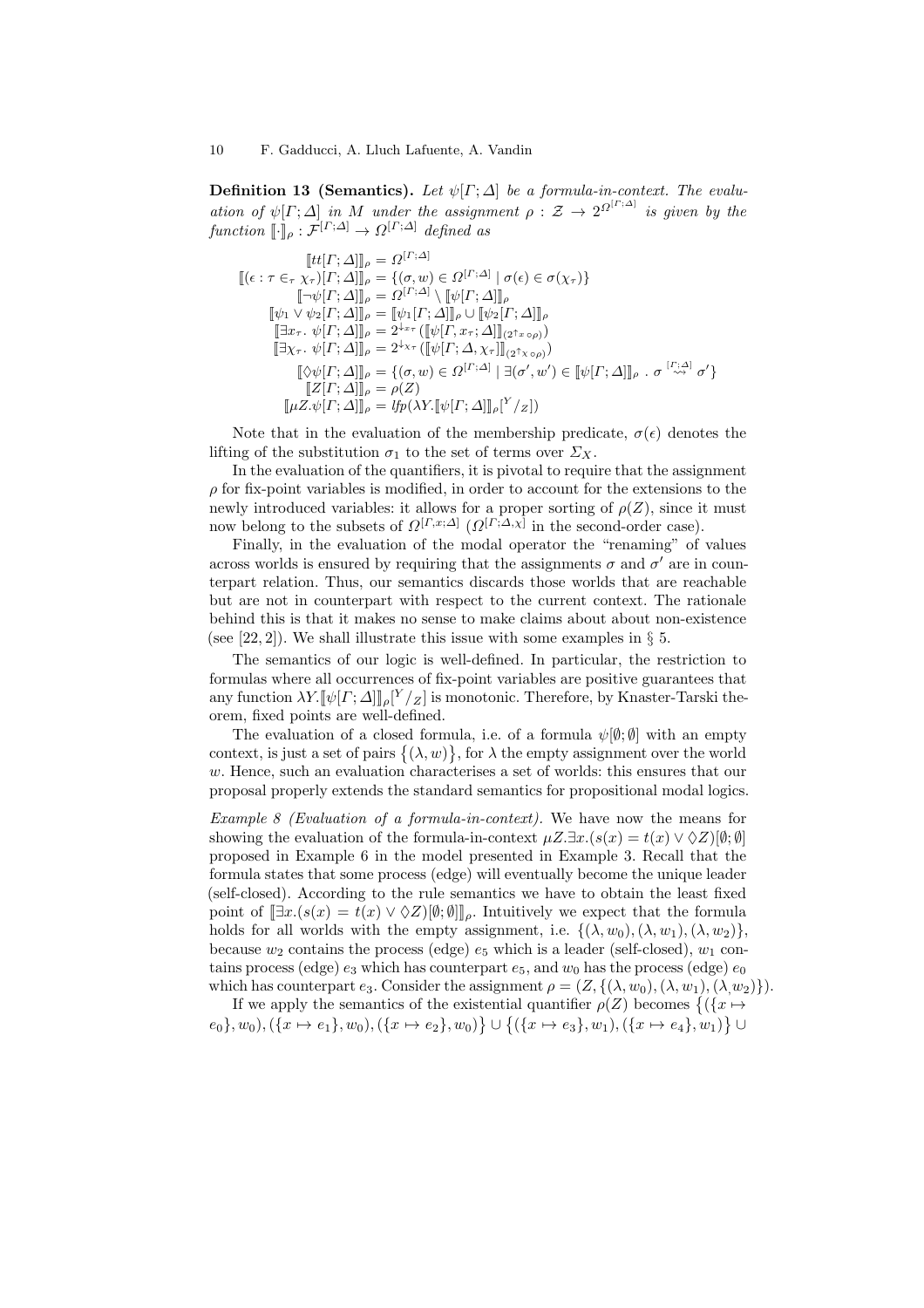**Definition 13 (Semantics).** *Let $\psi[\Gamma;\Delta]$ be a formula-in-context. The evaluation of $\psi[\Gamma;\Delta]$ in $M$ under the assignment $\rho : \mathcal{Z} \to 2^{\Omega^{[\Gamma;\Delta]}}$ is given by the function $[\![\cdot]\!]_\rho : \mathcal{F}^{[\Gamma;\Delta]} \to \Omega^{[\Gamma;\Delta]}$ defined as*

$$
\begin{aligned}
[\![tt[\Gamma;\Delta]]\!]_\rho &= \Omega^{[\Gamma;\Delta]} \\
[\![(\epsilon : \tau \in_\tau \chi_\tau)[\Gamma;\Delta]]\!]_\rho &= \{(\sigma, w) \in \Omega^{[\Gamma;\Delta]} \mid \sigma(\epsilon) \in \sigma(\chi_\tau)\} \\
[\![\neg\psi[\Gamma;\Delta]]\!]_\rho &= \Omega^{[\Gamma;\Delta]} \setminus [\![\psi[\Gamma;\Delta]]\!]_\rho \\
[\![\psi_1 \vee \psi_2[\Gamma;\Delta]]\!]_\rho &= [\![\psi_1[\Gamma;\Delta]]\!]_\rho \cup [\![\psi_2[\Gamma;\Delta]]\!]_\rho \\
[\![\exists x_\tau.\ \psi[\Gamma;\Delta]]\!]_\rho &= 2^{\downarrow_{x_\tau}}([\![\psi[\Gamma, x_\tau;\Delta]]\!]_{(2^{\uparrow_x} \circ \rho)}) \\
[\![\exists \chi_\tau.\ \psi[\Gamma;\Delta]]\!]_\rho &= 2^{\downarrow_{\chi_\tau}}([\![\psi[\Gamma;\Delta, \chi_\tau]]\!]_{(2^{\uparrow_\chi} \circ \rho)}) \\
[\![\Diamond\psi[\Gamma;\Delta]]\!]_\rho &= \{(\sigma, w) \in \Omega^{[\Gamma;\Delta]} \mid \exists(\sigma', w') \in [\![\psi[\Gamma;\Delta]]\!]_\rho\ .\ \sigma \overset{[\Gamma;\Delta]}{\rightsquigarrow} \sigma'\} \\
[\![Z[\Gamma;\Delta]]\!]_\rho &= \rho(Z) \\
[\![\mu Z.\psi[\Gamma;\Delta]]\!]_\rho &= \mathit{lfp}(\lambda Y.[\![\psi[\Gamma;\Delta]]\!]_\rho[{}^Y/_Z])
\end{aligned}
$$

Note that in the evaluation of the membership predicate, $\sigma(\epsilon)$ denotes the lifting of the substitution $\sigma_1$ to the set of terms over $\Sigma_X$.

In the evaluation of the quantifiers, it is pivotal to require that the assignment $\rho$ for fix-point variables is modified, in order to account for the extensions to the newly introduced variables: it allows for a proper sorting of $\rho(Z)$, since it must now belong to the subsets of $\Omega^{[\Gamma,x;\Delta]}$ ($\Omega^{[\Gamma;\Delta,\chi]}$ in the second-order case).

Finally, in the evaluation of the modal operator the "renaming" of values across worlds is ensured by requiring that the assignments $\sigma$ and $\sigma'$ are in counterpart relation. Thus, our semantics discards those worlds that are reachable but are not in counterpart with respect to the current context. The rationale behind this is that it makes no sense to make claims about about non-existence (see [22, 2]). We shall illustrate this issue with some examples in § 5.

The semantics of our logic is well-defined. In particular, the restriction to formulas where all occurrences of fix-point variables are positive guarantees that any function $\lambda Y.[\![\psi[\Gamma;\Delta]]\!]_\rho[{}^Y/_Z]$ is monotonic. Therefore, by Knaster-Tarski theorem, fixed points are well-defined.

The evaluation of a closed formula, i.e. of a formula $\psi[\emptyset;\emptyset]$ with an empty context, is just a set of pairs $\{(\lambda, w)\}$, for $\lambda$ the empty assignment over the world $w$. Hence, such an evaluation characterises a set of worlds: this ensures that our proposal properly extends the standard semantics for propositional modal logics.

*Example 8 (Evaluation of a formula-in-context).* We have now the means for showing the evaluation of the formula-in-context $\mu Z.\exists x.(s(x) = t(x) \vee \Diamond Z)[\emptyset;\emptyset]$ proposed in Example 6 in the model presented in Example 3. Recall that the formula states that some process (edge) will eventually become the unique leader (self-closed). According to the rule semantics we have to obtain the least fixed point of $[\![\exists x.(s(x) = t(x) \vee \Diamond Z)[\emptyset;\emptyset]]\!]_\rho$. Intuitively we expect that the formula holds for all worlds with the empty assignment, i.e. $\{(\lambda, w_0), (\lambda, w_1), (\lambda, w_2)\}$, because $w_2$ contains the process (edge) $e_5$ which is a leader (self-closed), $w_1$ contains process (edge) $e_3$ which has counterpart $e_5$, and $w_0$ has the process (edge) $e_0$ which has counterpart $e_3$. Consider the assignment $\rho = (Z, \{(\lambda, w_0), (\lambda, w_1), (\lambda, w_2)\})$.

If we apply the semantics of the existential quantifier $\rho(Z)$ becomes $\{(\{x \mapsto e_0\}, w_0), (\{x \mapsto e_1\}, w_0), (\{x \mapsto e_2\}, w_0)\} \cup \{(\{x \mapsto e_3\}, w_1), (\{x \mapsto e_4\}, w_1)\} \cup$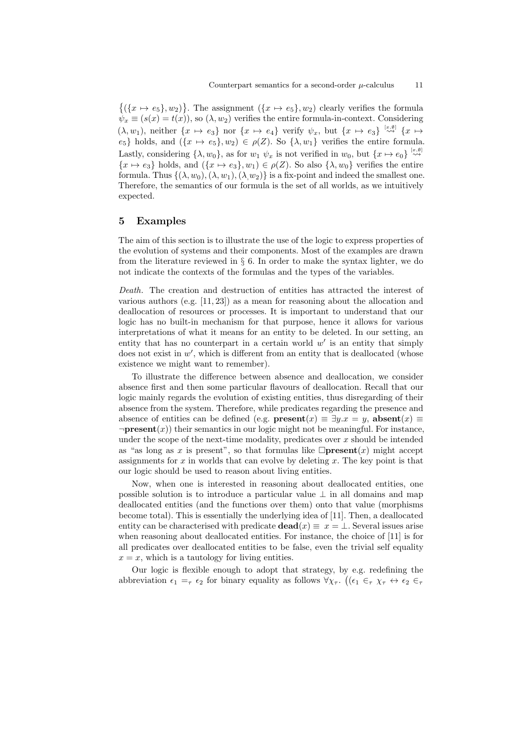$\{(\{x \mapsto e_5\}, w_2)\}$. The assignment $(\{x \mapsto e_5\}, w_2)$ clearly verifies the formula $\psi_x \equiv (s(x) = t(x))$, so $(\lambda, w_2)$ verifies the entire formula-in-context. Considering $(\lambda, w_1)$, neither $\{x \mapsto e_3\}$ nor $\{x \mapsto e_4\}$ verify $\psi_x$, but $\{x \mapsto e_3\} \overset{[x,\emptyset]}{\rightsquigarrow} \{x \mapsto e_5\}$ holds, and $(\{x \mapsto e_5\}, w_2) \in \rho(Z)$. So $\{\lambda, w_1\}$ verifies the entire formula. Lastly, considering $\{\lambda, w_0\}$, as for $w_1$ $\psi_x$ is not verified in $w_0$, but $\{x \mapsto e_0\} \overset{[x,\emptyset]}{\rightsquigarrow} \{x \mapsto e_3\}$ holds, and $(\{x \mapsto e_3\}, w_1) \in \rho(Z)$. So also $\{\lambda, w_0\}$ verifies the entire formula. Thus $\{(\lambda, w_0), (\lambda, w_1), (\lambda, w_2)\}$ is a fix-point and indeed the smallest one. Therefore, the semantics of our formula is the set of all worlds, as we intuitively expected.

## 5 Examples

The aim of this section is to illustrate the use of the logic to express properties of the evolution of systems and their components. Most of the examples are drawn from the literature reviewed in § 6. In order to make the syntax lighter, we do not indicate the contexts of the formulas and the types of the variables.

*Death.* The creation and destruction of entities has attracted the interest of various authors (e.g. [11, 23]) as a mean for reasoning about the allocation and deallocation of resources or processes. It is important to understand that our logic has no built-in mechanism for that purpose, hence it allows for various interpretations of what it means for an entity to be deleted. In our setting, an entity that has no counterpart in a certain world $w'$ is an entity that simply does not exist in $w'$, which is different from an entity that is deallocated (whose existence we might want to remember).

To illustrate the difference between absence and deallocation, we consider absence first and then some particular flavours of deallocation. Recall that our logic mainly regards the evolution of existing entities, thus disregarding of their absence from the system. Therefore, while predicates regarding the presence and absence of entities can be defined (e.g. $\mathbf{present}(x) \equiv \exists y. x = y$, $\mathbf{absent}(x) \equiv \neg\mathbf{present}(x)$) their semantics in our logic might not be meaningful. For instance, under the scope of the next-time modality, predicates over $x$ should be intended as "as long as $x$ is present", so that formulas like $\Box\mathbf{present}(x)$ might accept assignments for $x$ in worlds that can evolve by deleting $x$. The key point is that our logic should be used to reason about living entities.

Now, when one is interested in reasoning about deallocated entities, one possible solution is to introduce a particular value $\perp$ in all domains and map deallocated entities (and the functions over them) onto that value (morphisms become total). This is essentially the underlying idea of [11]. Then, a deallocated entity can be characterised with predicate $\mathbf{dead}(x) \equiv x = \perp$. Several issues arise when reasoning about deallocated entities. For instance, the choice of [11] is for all predicates over deallocated entities to be false, even the trivial self equality $x = x$, which is a tautology for living entities.

Our logic is flexible enough to adopt that strategy, by e.g. redefining the abbreviation $\epsilon_1 =_\tau \epsilon_2$ for binary equality as follows $\forall \chi_\tau. \big((\epsilon_1 \in_\tau \chi_\tau \leftrightarrow \epsilon_2 \in_\tau$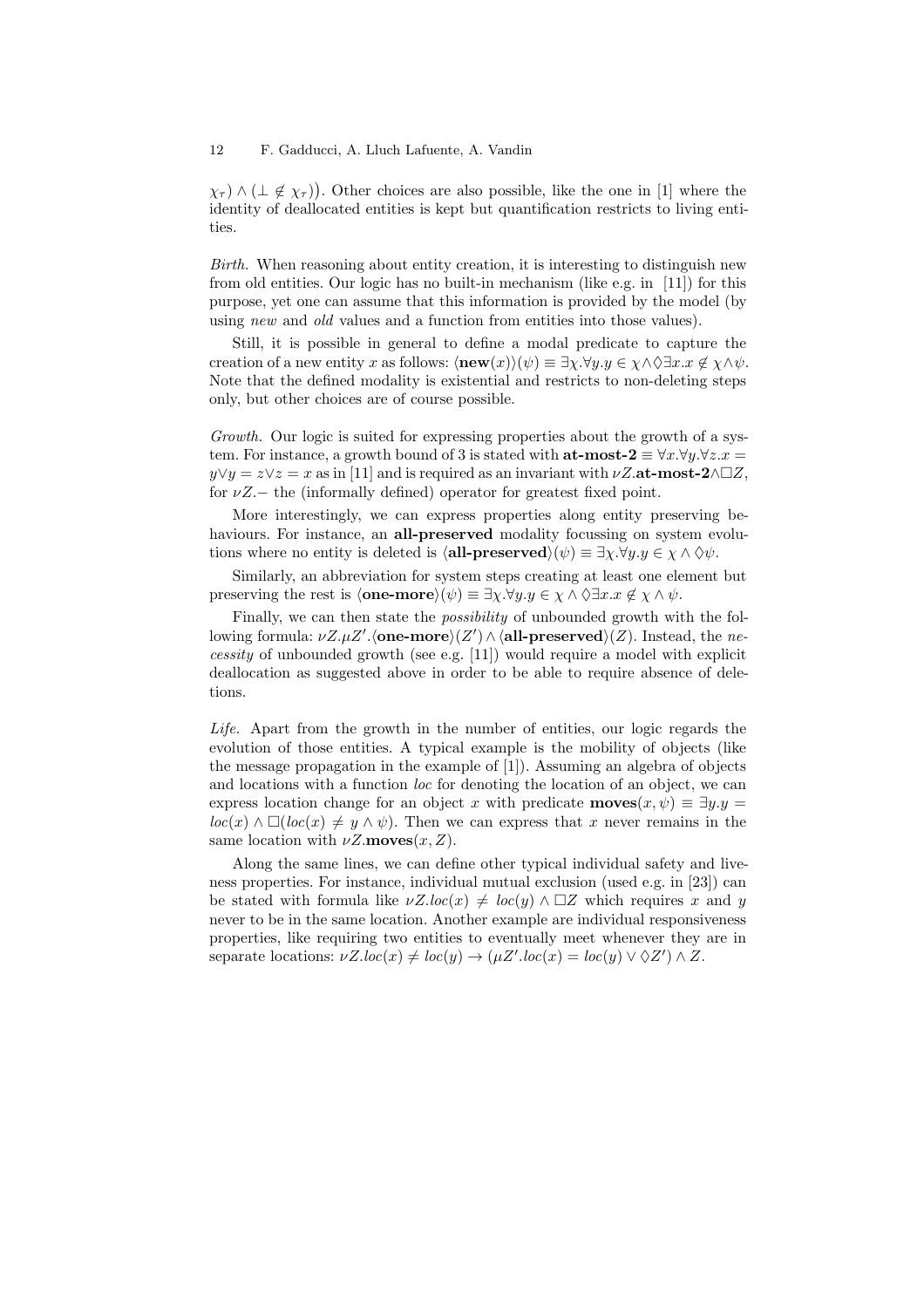$\chi_\tau) \wedge (\bot \notin \chi_\tau)\big)$. Other choices are also possible, like the one in [1] where the identity of deallocated entities is kept but quantification restricts to living entities.

*Birth.* When reasoning about entity creation, it is interesting to distinguish new from old entities. Our logic has no built-in mechanism (like e.g. in [11]) for this purpose, yet one can assume that this information is provided by the model (by using *new* and *old* values and a function from entities into those values).

Still, it is possible in general to define a modal predicate to capture the creation of a new entity $x$ as follows: $\langle \mathbf{new}(x) \rangle(\psi) \equiv \exists \chi. \forall y. y \in \chi \wedge \Diamond \exists x. x \notin \chi \wedge \psi$. Note that the defined modality is existential and restricts to non-deleting steps only, but other choices are of course possible.

*Growth.* Our logic is suited for expressing properties about the growth of a system. For instance, a growth bound of 3 is stated with $\mathbf{at\text{-}most\text{-}2} \equiv \forall x. \forall y. \forall z. x = y \vee y = z \vee z = x$ as in [11] and is required as an invariant with $\nu Z. \mathbf{at\text{-}most\text{-}2} \wedge \Box Z$, for $\nu Z.-$ the (informally defined) operator for greatest fixed point.

More interestingly, we can express properties along entity preserving behaviours. For instance, an **all-preserved** modality focussing on system evolutions where no entity is deleted is $\langle \mathbf{all\text{-}preserved} \rangle(\psi) \equiv \exists \chi. \forall y. y \in \chi \wedge \Diamond \psi$.

Similarly, an abbreviation for system steps creating at least one element but preserving the rest is $\langle \mathbf{one\text{-}more} \rangle(\psi) \equiv \exists \chi. \forall y. y \in \chi \wedge \Diamond \exists x. x \notin \chi \wedge \psi$.

Finally, we can then state the *possibility* of unbounded growth with the following formula: $\nu Z. \mu Z'. \langle \mathbf{one\text{-}more} \rangle(Z') \wedge \langle \mathbf{all\text{-}preserved} \rangle(Z)$. Instead, the *necessity* of unbounded growth (see e.g. [11]) would require a model with explicit deallocation as suggested above in order to be able to require absence of deletions.

*Life.* Apart from the growth in the number of entities, our logic regards the evolution of those entities. A typical example is the mobility of objects (like the message propagation in the example of [1]). Assuming an algebra of objects and locations with a function *loc* for denoting the location of an object, we can express location change for an object $x$ with predicate $\mathbf{moves}(x, \psi) \equiv \exists y. y = loc(x) \wedge \Box(loc(x) \neq y \wedge \psi)$. Then we can express that $x$ never remains in the same location with $\nu Z. \mathbf{moves}(x, Z)$.

Along the same lines, we can define other typical individual safety and liveness properties. For instance, individual mutual exclusion (used e.g. in [23]) can be stated with formula like $\nu Z. loc(x) \neq loc(y) \wedge \Box Z$ which requires $x$ and $y$ never to be in the same location. Another example are individual responsiveness properties, like requiring two entities to eventually meet whenever they are in separate locations: $\nu Z. loc(x) \neq loc(y) \rightarrow (\mu Z'. loc(x) = loc(y) \vee \Diamond Z') \wedge Z$.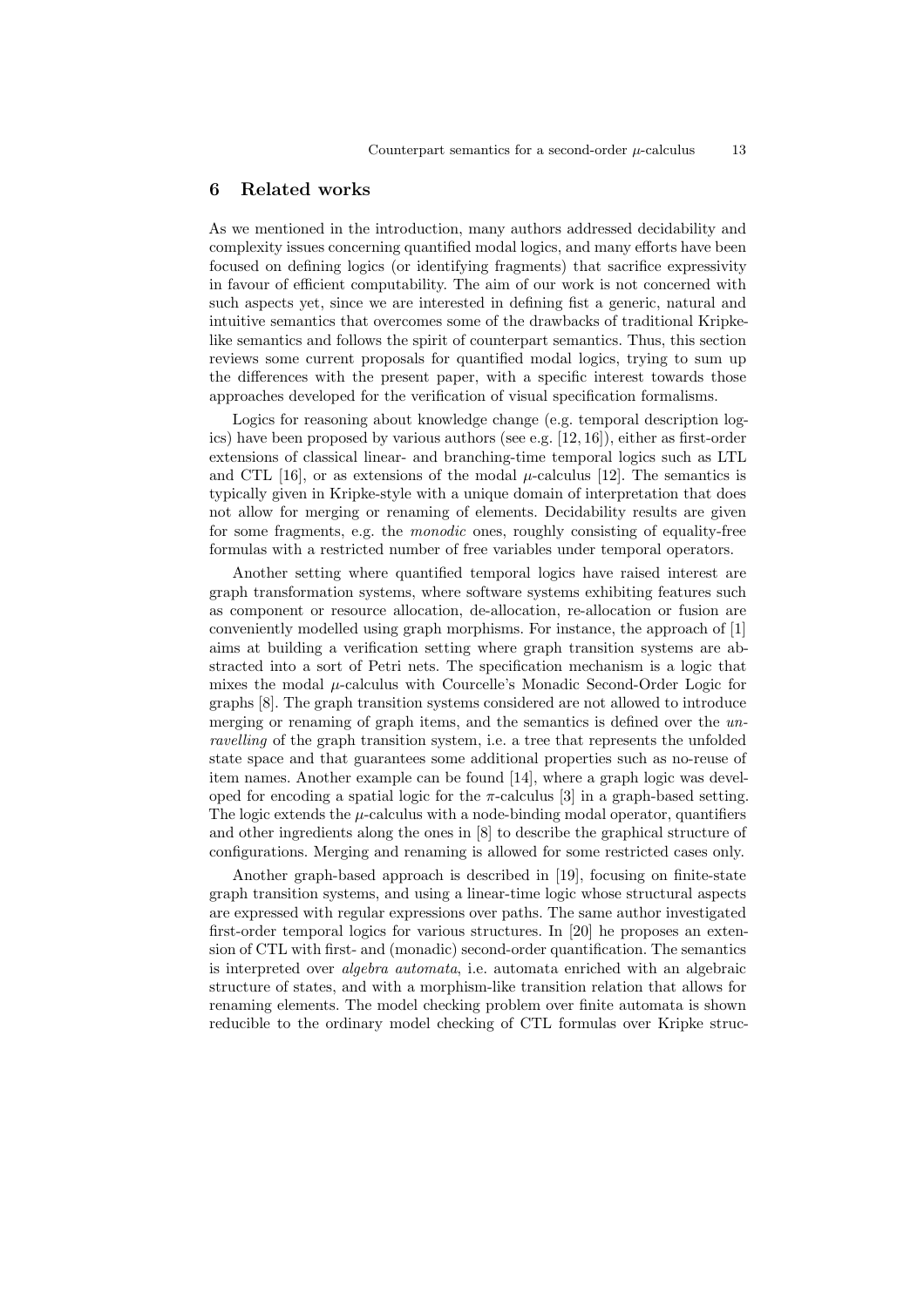## 6 Related works

As we mentioned in the introduction, many authors addressed decidability and complexity issues concerning quantified modal logics, and many efforts have been focused on defining logics (or identifying fragments) that sacrifice expressivity in favour of efficient computability. The aim of our work is not concerned with such aspects yet, since we are interested in defining fist a generic, natural and intuitive semantics that overcomes some of the drawbacks of traditional Kripke-like semantics and follows the spirit of counterpart semantics. Thus, this section reviews some current proposals for quantified modal logics, trying to sum up the differences with the present paper, with a specific interest towards those approaches developed for the verification of visual specification formalisms.

Logics for reasoning about knowledge change (e.g. temporal description logics) have been proposed by various authors (see e.g. [12, 16]), either as first-order extensions of classical linear- and branching-time temporal logics such as LTL and CTL [16], or as extensions of the modal $\mu$-calculus [12]. The semantics is typically given in Kripke-style with a unique domain of interpretation that does not allow for merging or renaming of elements. Decidability results are given for some fragments, e.g. the *monodic* ones, roughly consisting of equality-free formulas with a restricted number of free variables under temporal operators.

Another setting where quantified temporal logics have raised interest are graph transformation systems, where software systems exhibiting features such as component or resource allocation, de-allocation, re-allocation or fusion are conveniently modelled using graph morphisms. For instance, the approach of [1] aims at building a verification setting where graph transition systems are abstracted into a sort of Petri nets. The specification mechanism is a logic that mixes the modal $\mu$-calculus with Courcelle's Monadic Second-Order Logic for graphs [8]. The graph transition systems considered are not allowed to introduce merging or renaming of graph items, and the semantics is defined over the *unravelling* of the graph transition system, i.e. a tree that represents the unfolded state space and that guarantees some additional properties such as no-reuse of item names. Another example can be found [14], where a graph logic was developed for encoding a spatial logic for the $\pi$-calculus [3] in a graph-based setting. The logic extends the $\mu$-calculus with a node-binding modal operator, quantifiers and other ingredients along the ones in [8] to describe the graphical structure of configurations. Merging and renaming is allowed for some restricted cases only.

Another graph-based approach is described in [19], focusing on finite-state graph transition systems, and using a linear-time logic whose structural aspects are expressed with regular expressions over paths. The same author investigated first-order temporal logics for various structures. In [20] he proposes an extension of CTL with first- and (monadic) second-order quantification. The semantics is interpreted over *algebra automata*, i.e. automata enriched with an algebraic structure of states, and with a morphism-like transition relation that allows for renaming elements. The model checking problem over finite automata is shown reducible to the ordinary model checking of CTL formulas over Kripke struc-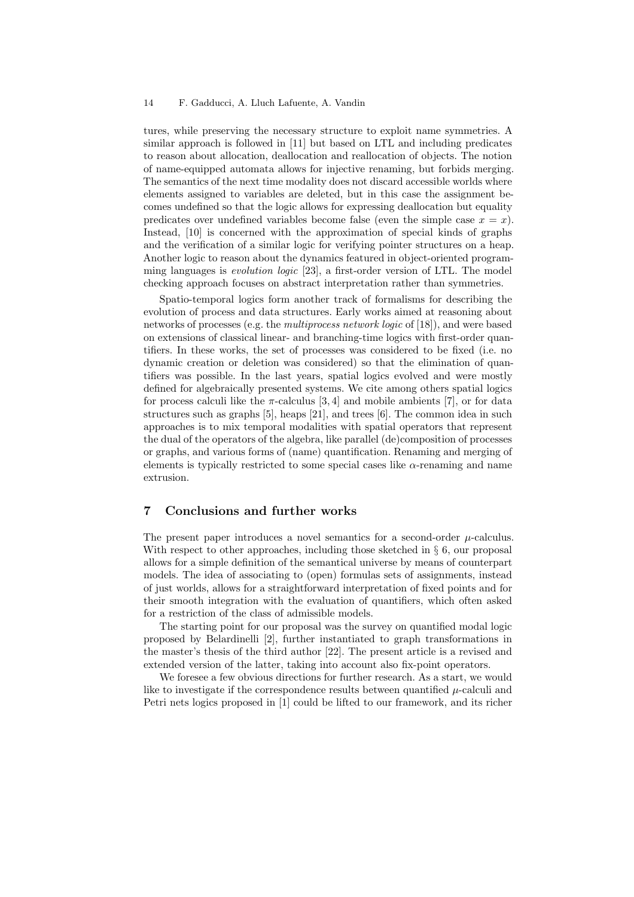tures, while preserving the necessary structure to exploit name symmetries. A similar approach is followed in [11] but based on LTL and including predicates to reason about allocation, deallocation and reallocation of objects. The notion of name-equipped automata allows for injective renaming, but forbids merging. The semantics of the next time modality does not discard accessible worlds where elements assigned to variables are deleted, but in this case the assignment becomes undefined so that the logic allows for expressing deallocation but equality predicates over undefined variables become false (even the simple case $x = x$). Instead, [10] is concerned with the approximation of special kinds of graphs and the verification of a similar logic for verifying pointer structures on a heap. Another logic to reason about the dynamics featured in object-oriented programming languages is *evolution logic* [23], a first-order version of LTL. The model checking approach focuses on abstract interpretation rather than symmetries.

Spatio-temporal logics form another track of formalisms for describing the evolution of process and data structures. Early works aimed at reasoning about networks of processes (e.g. the *multiprocess network logic* of [18]), and were based on extensions of classical linear- and branching-time logics with first-order quantifiers. In these works, the set of processes was considered to be fixed (i.e. no dynamic creation or deletion was considered) so that the elimination of quantifiers was possible. In the last years, spatial logics evolved and were mostly defined for algebraically presented systems. We cite among others spatial logics for process calculi like the $\pi$-calculus [3, 4] and mobile ambients [7], or for data structures such as graphs [5], heaps [21], and trees [6]. The common idea in such approaches is to mix temporal modalities with spatial operators that represent the dual of the operators of the algebra, like parallel (de)composition of processes or graphs, and various forms of (name) quantification. Renaming and merging of elements is typically restricted to some special cases like $\alpha$-renaming and name extrusion.

## 7 Conclusions and further works

The present paper introduces a novel semantics for a second-order $\mu$-calculus. With respect to other approaches, including those sketched in § 6, our proposal allows for a simple definition of the semantical universe by means of counterpart models. The idea of associating to (open) formulas sets of assignments, instead of just worlds, allows for a straightforward interpretation of fixed points and for their smooth integration with the evaluation of quantifiers, which often asked for a restriction of the class of admissible models.

The starting point for our proposal was the survey on quantified modal logic proposed by Belardinelli [2], further instantiated to graph transformations in the master's thesis of the third author [22]. The present article is a revised and extended version of the latter, taking into account also fix-point operators.

We foresee a few obvious directions for further research. As a start, we would like to investigate if the correspondence results between quantified $\mu$-calculi and Petri nets logics proposed in [1] could be lifted to our framework, and its richer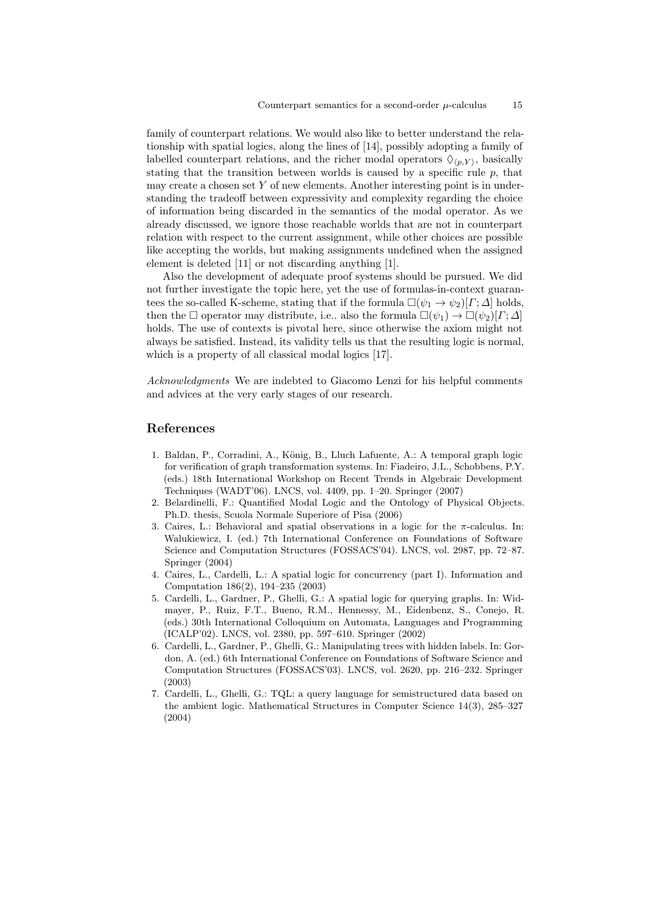family of counterpart relations. We would also like to better understand the relationship with spatial logics, along the lines of [14], possibly adopting a family of labelled counterpart relations, and the richer modal operators $\Diamond_{\langle p,Y \rangle}$, basically stating that the transition between worlds is caused by a specific rule $p$, that may create a chosen set $Y$ of new elements. Another interesting point is in understanding the tradeoff between expressivity and complexity regarding the choice of information being discarded in the semantics of the modal operator. As we already discussed, we ignore those reachable worlds that are not in counterpart relation with respect to the current assignment, while other choices are possible like accepting the worlds, but making assignments undefined when the assigned element is deleted [11] or not discarding anything [1].

Also the development of adequate proof systems should be pursued. We did not further investigate the topic here, yet the use of formulas-in-context guarantees the so-called K-scheme, stating that if the formula $\Box(\psi_1 \to \psi_2)[\Gamma; \Delta]$ holds, then the $\Box$ operator may distribute, i.e.. also the formula $\Box(\psi_1) \to \Box(\psi_2)[\Gamma; \Delta]$ holds. The use of contexts is pivotal here, since otherwise the axiom might not always be satisfied. Instead, its validity tells us that the resulting logic is normal, which is a property of all classical modal logics [17].

*Acknowledgments* We are indebted to Giacomo Lenzi for his helpful comments and advices at the very early stages of our research.

## References

1. Baldan, P., Corradini, A., König, B., Lluch Lafuente, A.: A temporal graph logic for verification of graph transformation systems. In: Fiadeiro, J.L., Schobbens, P.Y. (eds.) 18th International Workshop on Recent Trends in Algebraic Development Techniques (WADT'06). LNCS, vol. 4409, pp. 1–20. Springer (2007)
2. Belardinelli, F.: Quantified Modal Logic and the Ontology of Physical Objects. Ph.D. thesis, Scuola Normale Superiore of Pisa (2006)
3. Caires, L.: Behavioral and spatial observations in a logic for the $\pi$-calculus. In: Walukiewicz, I. (ed.) 7th International Conference on Foundations of Software Science and Computation Structures (FOSSACS'04). LNCS, vol. 2987, pp. 72–87. Springer (2004)
4. Caires, L., Cardelli, L.: A spatial logic for concurrency (part I). Information and Computation 186(2), 194–235 (2003)
5. Cardelli, L., Gardner, P., Ghelli, G.: A spatial logic for querying graphs. In: Widmayer, P., Ruiz, F.T., Bueno, R.M., Hennessy, M., Eidenbenz, S., Conejo, R. (eds.) 30th International Colloquium on Automata, Languages and Programming (ICALP'02). LNCS, vol. 2380, pp. 597–610. Springer (2002)
6. Cardelli, L., Gardner, P., Ghelli, G.: Manipulating trees with hidden labels. In: Gordon, A. (ed.) 6th International Conference on Foundations of Software Science and Computation Structures (FOSSACS'03). LNCS, vol. 2620, pp. 216–232. Springer (2003)
7. Cardelli, L., Ghelli, G.: TQL: a query language for semistructured data based on the ambient logic. Mathematical Structures in Computer Science 14(3), 285–327 (2004)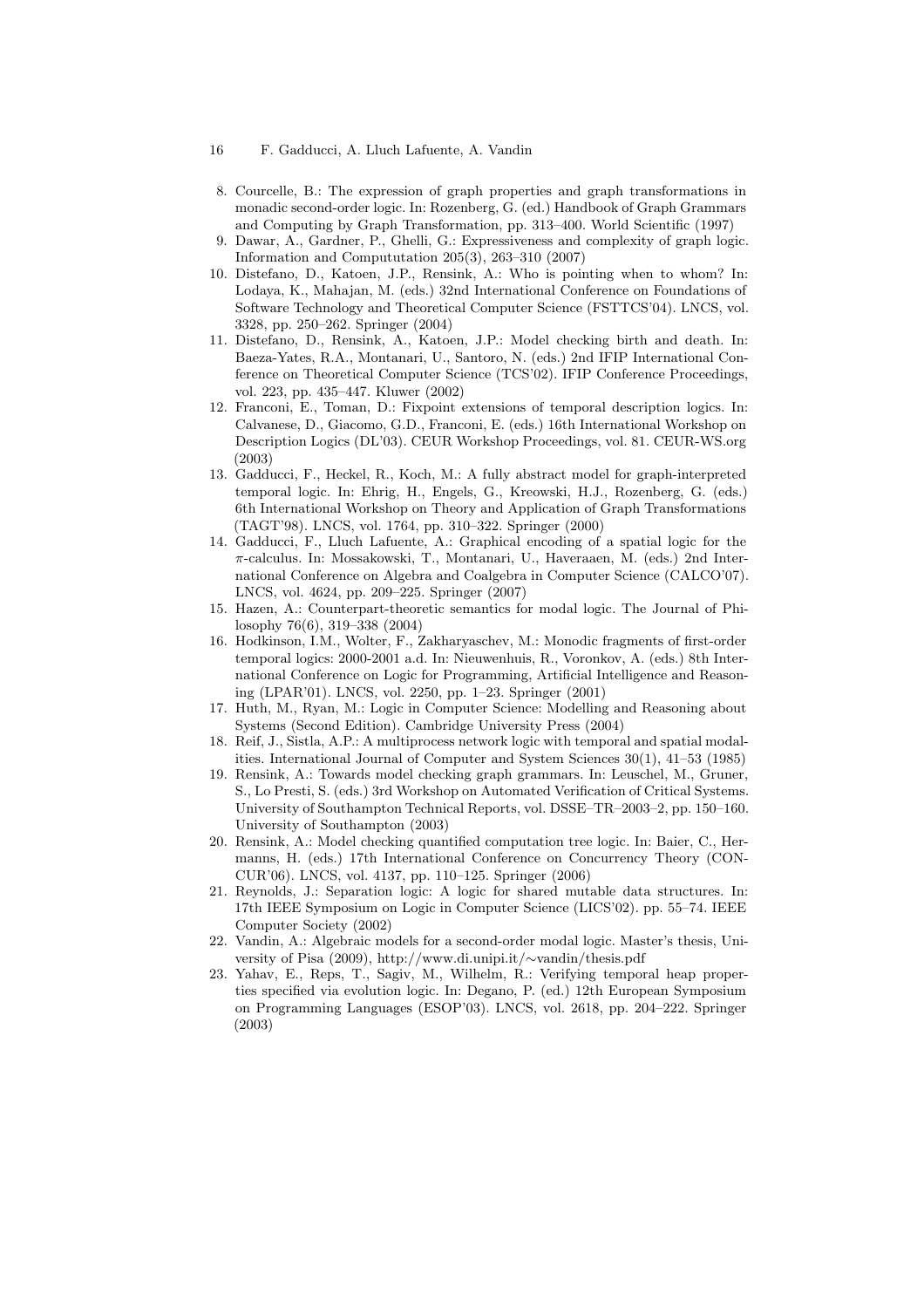8. Courcelle, B.: The expression of graph properties and graph transformations in monadic second-order logic. In: Rozenberg, G. (ed.) Handbook of Graph Grammars and Computing by Graph Transformation, pp. 313–400. World Scientific (1997)
9. Dawar, A., Gardner, P., Ghelli, G.: Expressiveness and complexity of graph logic. Information and Compututation 205(3), 263–310 (2007)
10. Distefano, D., Katoen, J.P., Rensink, A.: Who is pointing when to whom? In: Lodaya, K., Mahajan, M. (eds.) 32nd International Conference on Foundations of Software Technology and Theoretical Computer Science (FSTTCS'04). LNCS, vol. 3328, pp. 250–262. Springer (2004)
11. Distefano, D., Rensink, A., Katoen, J.P.: Model checking birth and death. In: Baeza-Yates, R.A., Montanari, U., Santoro, N. (eds.) 2nd IFIP International Conference on Theoretical Computer Science (TCS'02). IFIP Conference Proceedings, vol. 223, pp. 435–447. Kluwer (2002)
12. Franconi, E., Toman, D.: Fixpoint extensions of temporal description logics. In: Calvanese, D., Giacomo, G.D., Franconi, E. (eds.) 16th International Workshop on Description Logics (DL'03). CEUR Workshop Proceedings, vol. 81. CEUR-WS.org (2003)
13. Gadducci, F., Heckel, R., Koch, M.: A fully abstract model for graph-interpreted temporal logic. In: Ehrig, H., Engels, G., Kreowski, H.J., Rozenberg, G. (eds.) 6th International Workshop on Theory and Application of Graph Transformations (TAGT'98). LNCS, vol. 1764, pp. 310–322. Springer (2000)
14. Gadducci, F., Lluch Lafuente, A.: Graphical encoding of a spatial logic for the $\pi$-calculus. In: Mossakowski, T., Montanari, U., Haveraaen, M. (eds.) 2nd International Conference on Algebra and Coalgebra in Computer Science (CALCO'07). LNCS, vol. 4624, pp. 209–225. Springer (2007)
15. Hazen, A.: Counterpart-theoretic semantics for modal logic. The Journal of Philosophy 76(6), 319–338 (2004)
16. Hodkinson, I.M., Wolter, F., Zakharyaschev, M.: Monodic fragments of first-order temporal logics: 2000-2001 a.d. In: Nieuwenhuis, R., Voronkov, A. (eds.) 8th International Conference on Logic for Programming, Artificial Intelligence and Reasoning (LPAR'01). LNCS, vol. 2250, pp. 1–23. Springer (2001)
17. Huth, M., Ryan, M.: Logic in Computer Science: Modelling and Reasoning about Systems (Second Edition). Cambridge University Press (2004)
18. Reif, J., Sistla, A.P.: A multiprocess network logic with temporal and spatial modalities. International Journal of Computer and System Sciences 30(1), 41–53 (1985)
19. Rensink, A.: Towards model checking graph grammars. In: Leuschel, M., Gruner, S., Lo Presti, S. (eds.) 3rd Workshop on Automated Verification of Critical Systems. University of Southampton Technical Reports, vol. DSSE–TR–2003–2, pp. 150–160. University of Southampton (2003)
20. Rensink, A.: Model checking quantified computation tree logic. In: Baier, C., Hermanns, H. (eds.) 17th International Conference on Concurrency Theory (CONCUR'06). LNCS, vol. 4137, pp. 110–125. Springer (2006)
21. Reynolds, J.: Separation logic: A logic for shared mutable data structures. In: 17th IEEE Symposium on Logic in Computer Science (LICS'02). pp. 55–74. IEEE Computer Society (2002)
22. Vandin, A.: Algebraic models for a second-order modal logic. Master's thesis, University of Pisa (2009), http://www.di.unipi.it/∼vandin/thesis.pdf
23. Yahav, E., Reps, T., Sagiv, M., Wilhelm, R.: Verifying temporal heap properties specified via evolution logic. In: Degano, P. (ed.) 12th European Symposium on Programming Languages (ESOP'03). LNCS, vol. 2618, pp. 204–222. Springer (2003)